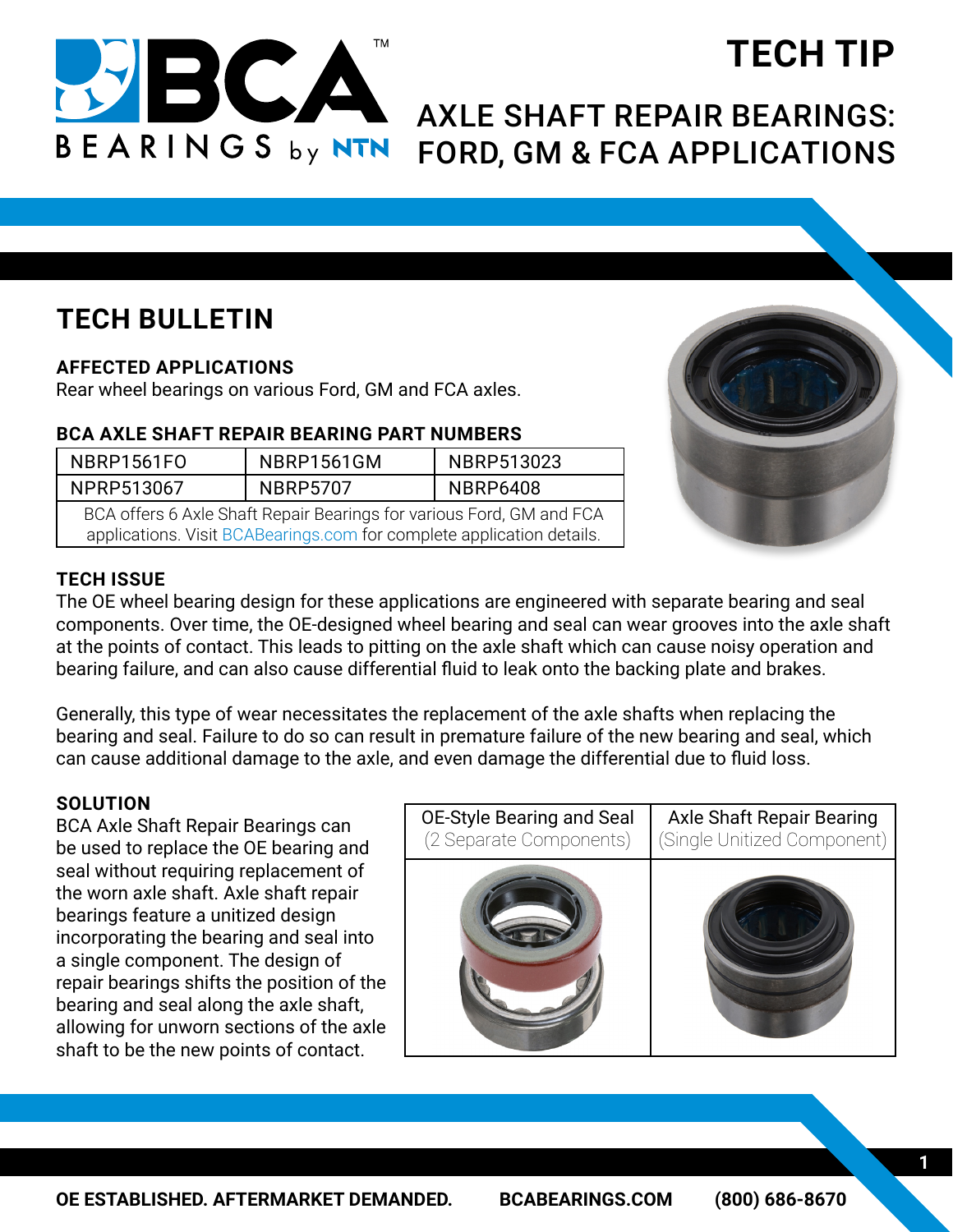# TECH TIP

## AXLE SHAFT REPAIR BEARINGS: FORD, GM & FCA APPLICATIONS

## TECH BULLETIN

**AFFECTED APPLICATIONS**

Rear wheel bearings on various Ford, GM and FCA axles.

**BCA AXLE SHAFT REPAIR BEARING PART NUMBERS**

| NBRP1561FO | NBRP1561GM | NBRP513023 |
|---|---|---|
| NPRP513067 | NBRP5707 | NBRP6408 |
| BCA offers 6 Axle Shaft Repair Bearings for various Ford, GM and FCA applications. Visit BCABearings.com for complete application details. | | |

**TECH ISSUE**

The OE wheel bearing design for these applications are engineered with separate bearing and seal components. Over time, the OE-designed wheel bearing and seal can wear grooves into the axle shaft at the points of contact. This leads to pitting on the axle shaft which can cause noisy operation and bearing failure, and can also cause differential fluid to leak onto the backing plate and brakes.

Generally, this type of wear necessitates the replacement of the axle shafts when replacing the bearing and seal. Failure to do so can result in premature failure of the new bearing and seal, which can cause additional damage to the axle, and even damage the differential due to fluid loss.

**SOLUTION**

BCA Axle Shaft Repair Bearings can be used to replace the OE bearing and seal without requiring replacement of the worn axle shaft. Axle shaft repair bearings feature a unitized design incorporating the bearing and seal into a single component. The design of repair bearings shifts the position of the bearing and seal along the axle shaft, allowing for unworn sections of the axle shaft to be the new points of contact.

| OE-Style Bearing and Seal (2 Separate Components) | Axle Shaft Repair Bearing (Single Unitized Component) |
|---|---|
| | |

OE ESTABLISHED. AFTERMARKET DEMANDED. BCABEARINGS.COM (800) 686-8670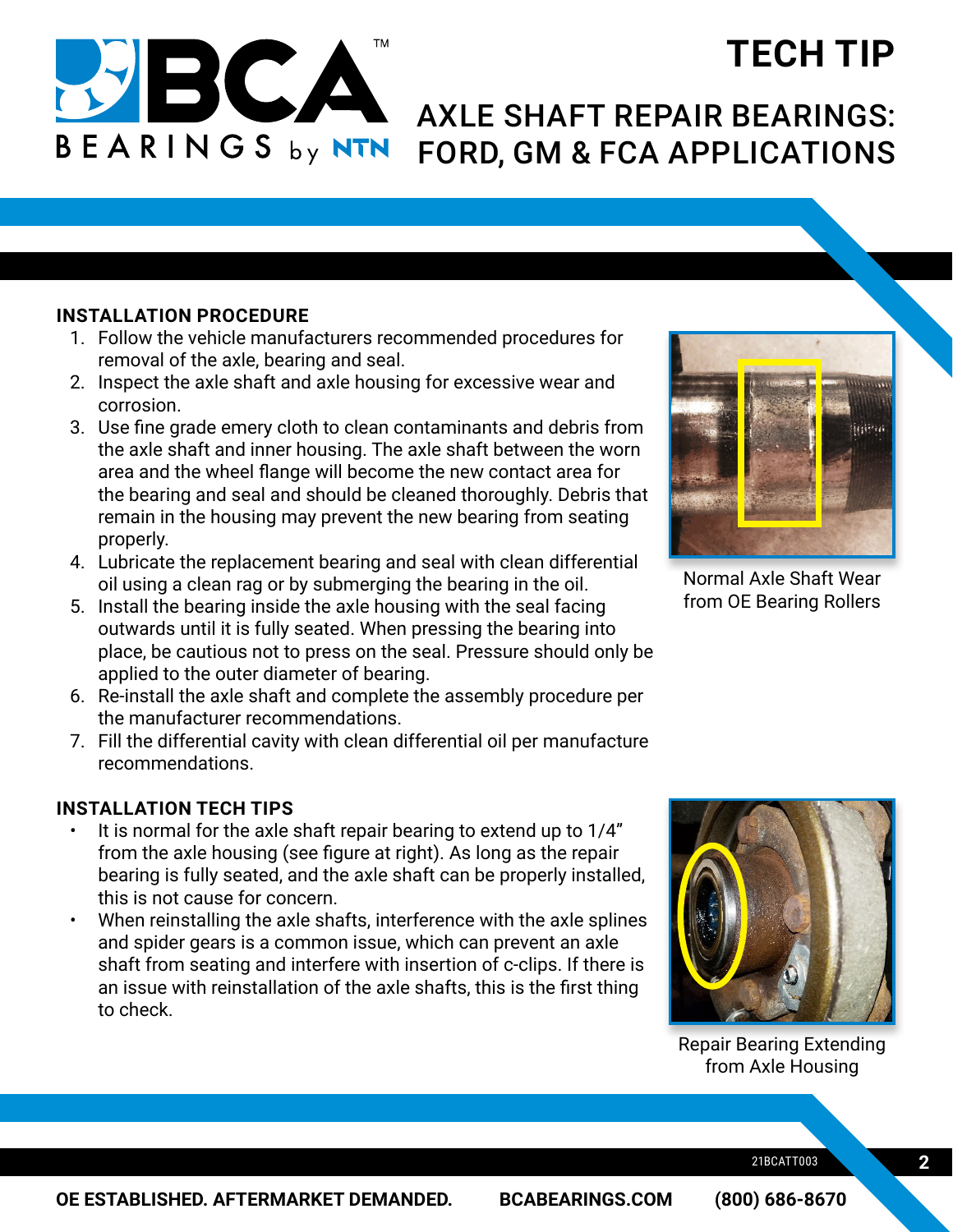# TECH TIP

## AXLE SHAFT REPAIR BEARINGS: FORD, GM & FCA APPLICATIONS

### INSTALLATION PROCEDURE

1. Follow the vehicle manufacturers recommended procedures for removal of the axle, bearing and seal.
2. Inspect the axle shaft and axle housing for excessive wear and corrosion.
3. Use fine grade emery cloth to clean contaminants and debris from the axle shaft and inner housing. The axle shaft between the worn area and the wheel flange will become the new contact area for the bearing and seal and should be cleaned thoroughly. Debris that remain in the housing may prevent the new bearing from seating properly.
4. Lubricate the replacement bearing and seal with clean differential oil using a clean rag or by submerging the bearing in the oil.
5. Install the bearing inside the axle housing with the seal facing outwards until it is fully seated. When pressing the bearing into place, be cautious not to press on the seal. Pressure should only be applied to the outer diameter of bearing.
6. Re-install the axle shaft and complete the assembly procedure per the manufacturer recommendations.
7. Fill the differential cavity with clean differential oil per manufacture recommendations.

Normal Axle Shaft Wear from OE Bearing Rollers

### INSTALLATION TECH TIPS

- It is normal for the axle shaft repair bearing to extend up to 1/4" from the axle housing (see figure at right). As long as the repair bearing is fully seated, and the axle shaft can be properly installed, this is not cause for concern.
- When reinstalling the axle shafts, interference with the axle splines and spider gears is a common issue, which can prevent an axle shaft from seating and interfere with insertion of c-clips. If there is an issue with reinstallation of the axle shafts, this is the first thing to check.

Repair Bearing Extending from Axle Housing

21BCATT003

OE ESTABLISHED. AFTERMARKET DEMANDED. BCABEARINGS.COM (800) 686-8670